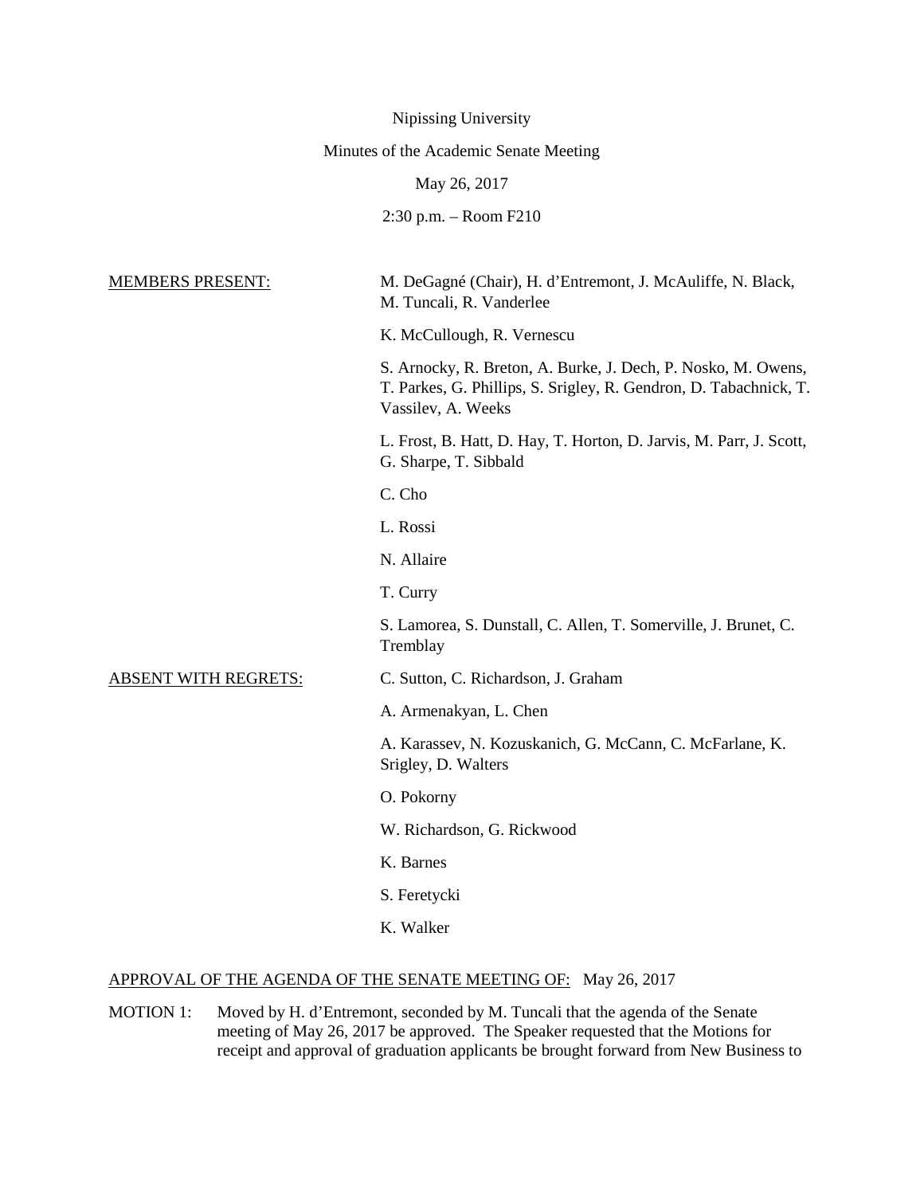Nipissing University

Minutes of the Academic Senate Meeting

May 26, 2017

2:30 p.m. – Room F210

MEMBERS PRESENT:

M. DeGagné (Chair), H. d'Entremont, J. McAuliffe, N. Black, M. Tuncali, R. Vanderlee

K. McCullough, R. Vernescu

S. Arnocky, R. Breton, A. Burke, J. Dech, P. Nosko, M. Owens, T. Parkes, G. Phillips, S. Srigley, R. Gendron, D. Tabachnick, T. Vassilev, A. Weeks

L. Frost, B. Hatt, D. Hay, T. Horton, D. Jarvis, M. Parr, J. Scott, G. Sharpe, T. Sibbald

C. Cho

L. Rossi

N. Allaire

T. Curry

S. Lamorea, S. Dunstall, C. Allen, T. Somerville, J. Brunet, C. Tremblay

ABSENT WITH REGRETS:

C. Sutton, C. Richardson, J. Graham

A. Armenakyan, L. Chen

A. Karassev, N. Kozuskanich, G. McCann, C. McFarlane, K. Srigley, D. Walters

O. Pokorny

W. Richardson, G. Rickwood

K. Barnes

S. Feretycki

K. Walker

APPROVAL OF THE AGENDA OF THE SENATE MEETING OF: May 26, 2017

MOTION 1: Moved by H. d'Entremont, seconded by M. Tuncali that the agenda of the Senate meeting of May 26, 2017 be approved. The Speaker requested that the Motions for receipt and approval of graduation applicants be brought forward from New Business to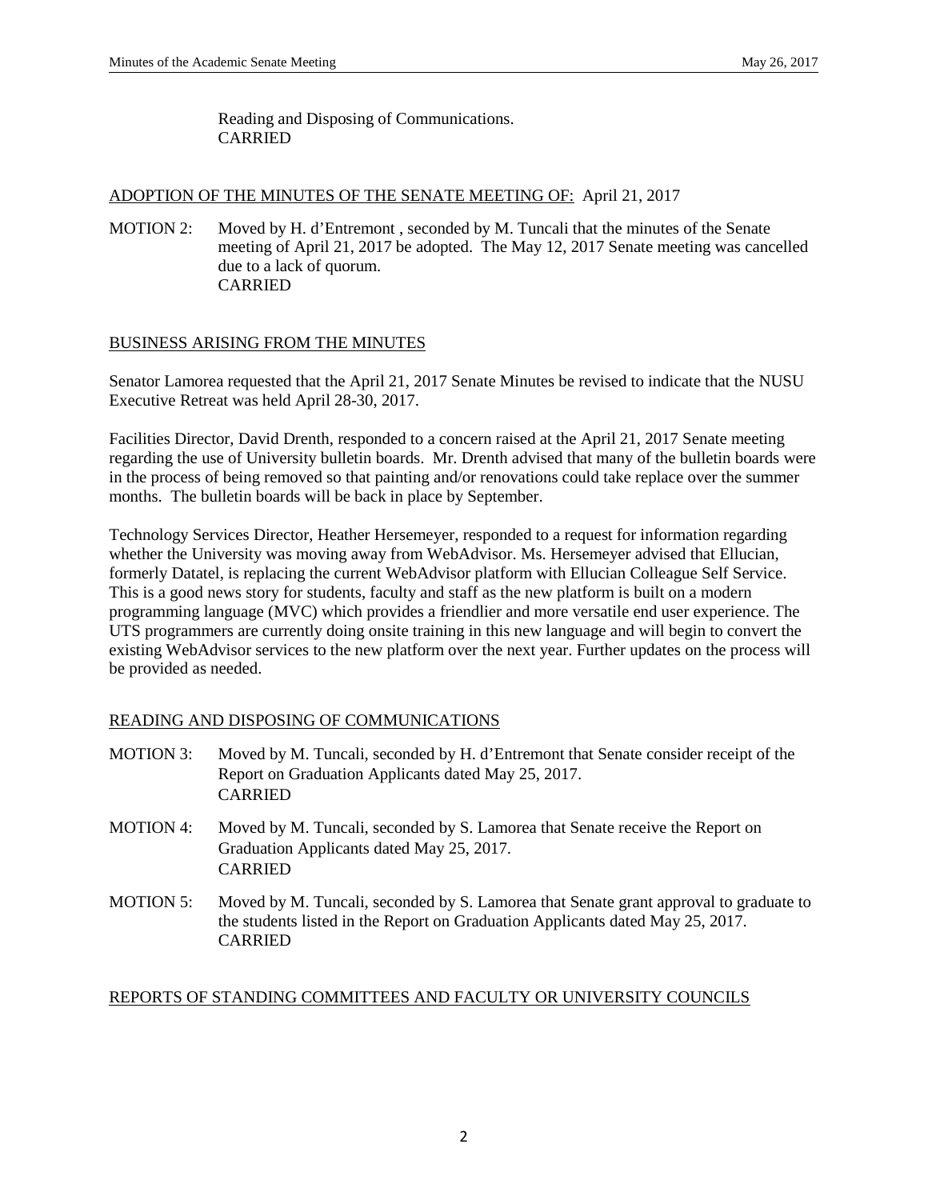Reading and Disposing of Communications.
CARRIED

ADOPTION OF THE MINUTES OF THE SENATE MEETING OF: April 21, 2017

MOTION 2: Moved by H. d'Entremont , seconded by M. Tuncali that the minutes of the Senate meeting of April 21, 2017 be adopted. The May 12, 2017 Senate meeting was cancelled due to a lack of quorum.
CARRIED

BUSINESS ARISING FROM THE MINUTES

Senator Lamorea requested that the April 21, 2017 Senate Minutes be revised to indicate that the NUSU Executive Retreat was held April 28-30, 2017.

Facilities Director, David Drenth, responded to a concern raised at the April 21, 2017 Senate meeting regarding the use of University bulletin boards. Mr. Drenth advised that many of the bulletin boards were in the process of being removed so that painting and/or renovations could take replace over the summer months. The bulletin boards will be back in place by September.

Technology Services Director, Heather Hersemeyer, responded to a request for information regarding whether the University was moving away from WebAdvisor. Ms. Hersemeyer advised that Ellucian, formerly Datatel, is replacing the current WebAdvisor platform with Ellucian Colleague Self Service. This is a good news story for students, faculty and staff as the new platform is built on a modern programming language (MVC) which provides a friendlier and more versatile end user experience. The UTS programmers are currently doing onsite training in this new language and will begin to convert the existing WebAdvisor services to the new platform over the next year. Further updates on the process will be provided as needed.

READING AND DISPOSING OF COMMUNICATIONS

MOTION 3: Moved by M. Tuncali, seconded by H. d'Entremont that Senate consider receipt of the Report on Graduation Applicants dated May 25, 2017.
CARRIED

MOTION 4: Moved by M. Tuncali, seconded by S. Lamorea that Senate receive the Report on Graduation Applicants dated May 25, 2017.
CARRIED

MOTION 5: Moved by M. Tuncali, seconded by S. Lamorea that Senate grant approval to graduate to the students listed in the Report on Graduation Applicants dated May 25, 2017.
CARRIED

REPORTS OF STANDING COMMITTEES AND FACULTY OR UNIVERSITY COUNCILS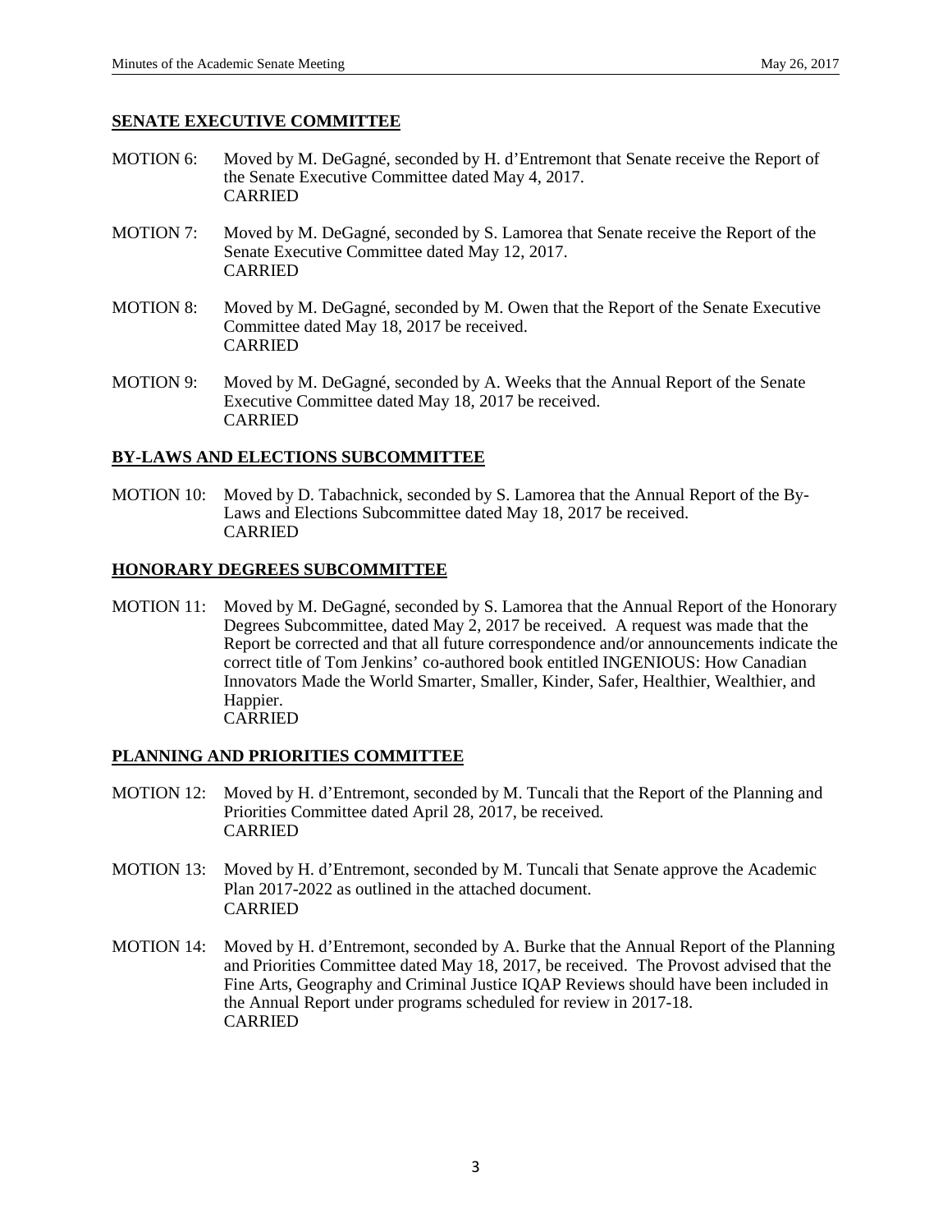## SENATE EXECUTIVE COMMITTEE

MOTION 6: Moved by M. DeGagné, seconded by H. d'Entremont that Senate receive the Report of the Senate Executive Committee dated May 4, 2017.
CARRIED

MOTION 7: Moved by M. DeGagné, seconded by S. Lamorea that Senate receive the Report of the Senate Executive Committee dated May 12, 2017.
CARRIED

MOTION 8: Moved by M. DeGagné, seconded by M. Owen that the Report of the Senate Executive Committee dated May 18, 2017 be received.
CARRIED

MOTION 9: Moved by M. DeGagné, seconded by A. Weeks that the Annual Report of the Senate Executive Committee dated May 18, 2017 be received.
CARRIED

## BY-LAWS AND ELECTIONS SUBCOMMITTEE

MOTION 10: Moved by D. Tabachnick, seconded by S. Lamorea that the Annual Report of the By-Laws and Elections Subcommittee dated May 18, 2017 be received.
CARRIED

## HONORARY DEGREES SUBCOMMITTEE

MOTION 11: Moved by M. DeGagné, seconded by S. Lamorea that the Annual Report of the Honorary Degrees Subcommittee, dated May 2, 2017 be received. A request was made that the Report be corrected and that all future correspondence and/or announcements indicate the correct title of Tom Jenkins' co-authored book entitled INGENIOUS: How Canadian Innovators Made the World Smarter, Smaller, Kinder, Safer, Healthier, Wealthier, and Happier.
CARRIED

## PLANNING AND PRIORITIES COMMITTEE

MOTION 12: Moved by H. d'Entremont, seconded by M. Tuncali that the Report of the Planning and Priorities Committee dated April 28, 2017, be received.
CARRIED

MOTION 13: Moved by H. d'Entremont, seconded by M. Tuncali that Senate approve the Academic Plan 2017-2022 as outlined in the attached document.
CARRIED

MOTION 14: Moved by H. d'Entremont, seconded by A. Burke that the Annual Report of the Planning and Priorities Committee dated May 18, 2017, be received. The Provost advised that the Fine Arts, Geography and Criminal Justice IQAP Reviews should have been included in the Annual Report under programs scheduled for review in 2017-18.
CARRIED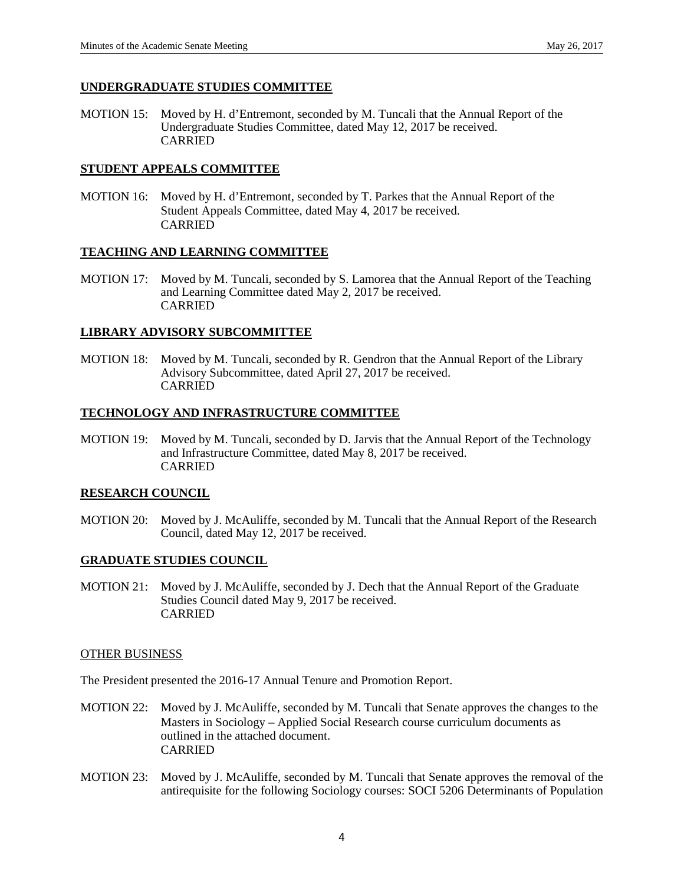## UNDERGRADUATE STUDIES COMMITTEE

MOTION 15: Moved by H. d'Entremont, seconded by M. Tuncali that the Annual Report of the Undergraduate Studies Committee, dated May 12, 2017 be received.
CARRIED

## STUDENT APPEALS COMMITTEE

MOTION 16: Moved by H. d'Entremont, seconded by T. Parkes that the Annual Report of the Student Appeals Committee, dated May 4, 2017 be received.
CARRIED

## TEACHING AND LEARNING COMMITTEE

MOTION 17: Moved by M. Tuncali, seconded by S. Lamorea that the Annual Report of the Teaching and Learning Committee dated May 2, 2017 be received.
CARRIED

## LIBRARY ADVISORY SUBCOMMITTEE

MOTION 18: Moved by M. Tuncali, seconded by R. Gendron that the Annual Report of the Library Advisory Subcommittee, dated April 27, 2017 be received.
CARRIED

## TECHNOLOGY AND INFRASTRUCTURE COMMITTEE

MOTION 19: Moved by M. Tuncali, seconded by D. Jarvis that the Annual Report of the Technology and Infrastructure Committee, dated May 8, 2017 be received.
CARRIED

## RESEARCH COUNCIL

MOTION 20: Moved by J. McAuliffe, seconded by M. Tuncali that the Annual Report of the Research Council, dated May 12, 2017 be received.

## GRADUATE STUDIES COUNCIL

MOTION 21: Moved by J. McAuliffe, seconded by J. Dech that the Annual Report of the Graduate Studies Council dated May 9, 2017 be received.
CARRIED

## OTHER BUSINESS

The President presented the 2016-17 Annual Tenure and Promotion Report.

MOTION 22: Moved by J. McAuliffe, seconded by M. Tuncali that Senate approves the changes to the Masters in Sociology – Applied Social Research course curriculum documents as outlined in the attached document.
CARRIED

MOTION 23: Moved by J. McAuliffe, seconded by M. Tuncali that Senate approves the removal of the antirequisite for the following Sociology courses: SOCI 5206 Determinants of Population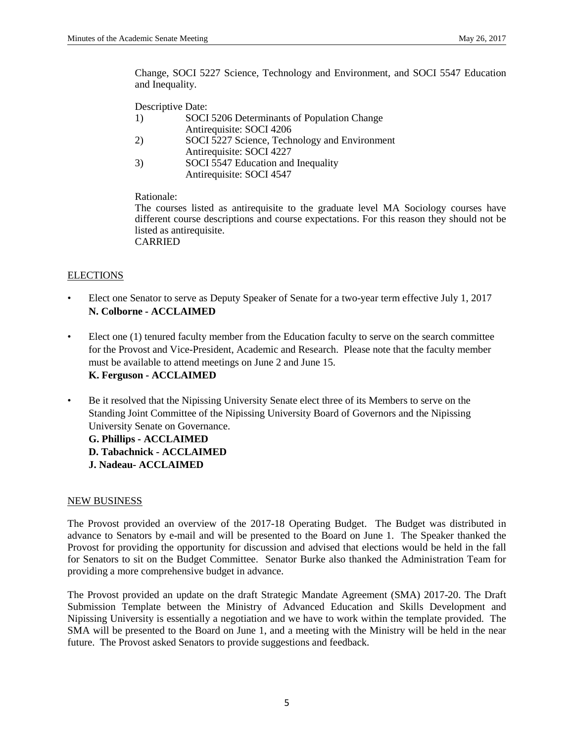Change, SOCI 5227 Science, Technology and Environment, and SOCI 5547 Education and Inequality.

Descriptive Date:

1) SOCI 5206 Determinants of Population Change
   Antirequisite: SOCI 4206
2) SOCI 5227 Science, Technology and Environment
   Antirequisite: SOCI 4227
3) SOCI 5547 Education and Inequality
   Antirequisite: SOCI 4547

Rationale:
The courses listed as antirequisite to the graduate level MA Sociology courses have different course descriptions and course expectations. For this reason they should not be listed as antirequisite.
CARRIED

## ELECTIONS

- Elect one Senator to serve as Deputy Speaker of Senate for a two-year term effective July 1, 2017
  **N. Colborne - ACCLAIMED**

- Elect one (1) tenured faculty member from the Education faculty to serve on the search committee for the Provost and Vice-President, Academic and Research. Please note that the faculty member must be available to attend meetings on June 2 and June 15.
  **K. Ferguson - ACCLAIMED**

- Be it resolved that the Nipissing University Senate elect three of its Members to serve on the Standing Joint Committee of the Nipissing University Board of Governors and the Nipissing University Senate on Governance.
  **G. Phillips - ACCLAIMED**
  **D. Tabachnick - ACCLAIMED**
  **J. Nadeau- ACCLAIMED**

## NEW BUSINESS

The Provost provided an overview of the 2017-18 Operating Budget. The Budget was distributed in advance to Senators by e-mail and will be presented to the Board on June 1. The Speaker thanked the Provost for providing the opportunity for discussion and advised that elections would be held in the fall for Senators to sit on the Budget Committee. Senator Burke also thanked the Administration Team for providing a more comprehensive budget in advance.

The Provost provided an update on the draft Strategic Mandate Agreement (SMA) 2017-20. The Draft Submission Template between the Ministry of Advanced Education and Skills Development and Nipissing University is essentially a negotiation and we have to work within the template provided. The SMA will be presented to the Board on June 1, and a meeting with the Ministry will be held in the near future. The Provost asked Senators to provide suggestions and feedback.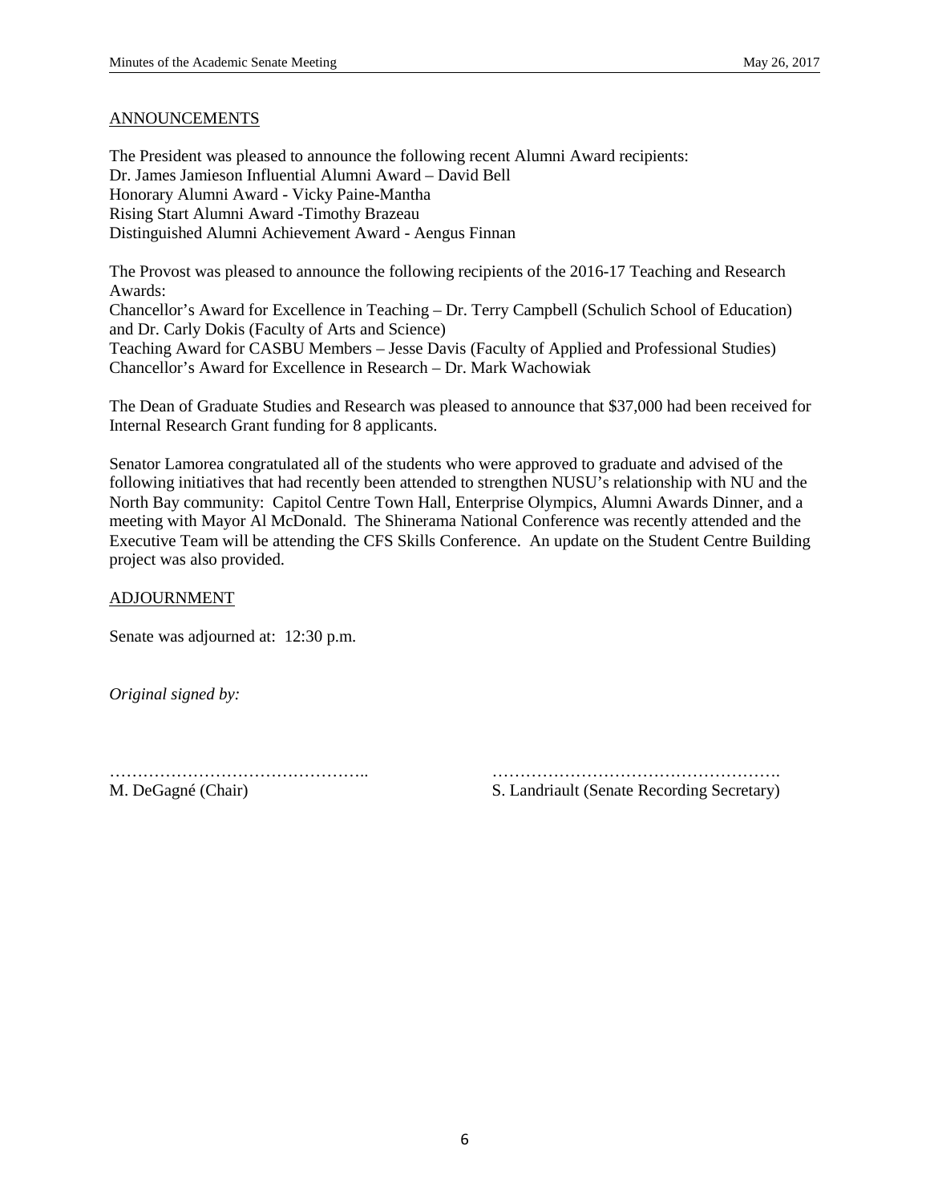## ANNOUNCEMENTS

The President was pleased to announce the following recent Alumni Award recipients:
Dr. James Jamieson Influential Alumni Award – David Bell
Honorary Alumni Award - Vicky Paine-Mantha
Rising Start Alumni Award -Timothy Brazeau
Distinguished Alumni Achievement Award - Aengus Finnan

The Provost was pleased to announce the following recipients of the 2016-17 Teaching and Research Awards:
Chancellor's Award for Excellence in Teaching – Dr. Terry Campbell (Schulich School of Education) and Dr. Carly Dokis (Faculty of Arts and Science)
Teaching Award for CASBU Members – Jesse Davis (Faculty of Applied and Professional Studies)
Chancellor's Award for Excellence in Research – Dr. Mark Wachowiak

The Dean of Graduate Studies and Research was pleased to announce that $37,000 had been received for Internal Research Grant funding for 8 applicants.

Senator Lamorea congratulated all of the students who were approved to graduate and advised of the following initiatives that had recently been attended to strengthen NUSU's relationship with NU and the North Bay community: Capitol Centre Town Hall, Enterprise Olympics, Alumni Awards Dinner, and a meeting with Mayor Al McDonald. The Shinerama National Conference was recently attended and the Executive Team will be attending the CFS Skills Conference. An update on the Student Centre Building project was also provided.

## ADJOURNMENT

Senate was adjourned at: 12:30 p.m.

*Original signed by:*

……………………………………….. ……………………………………………

M. DeGagné (Chair) S. Landriault (Senate Recording Secretary)